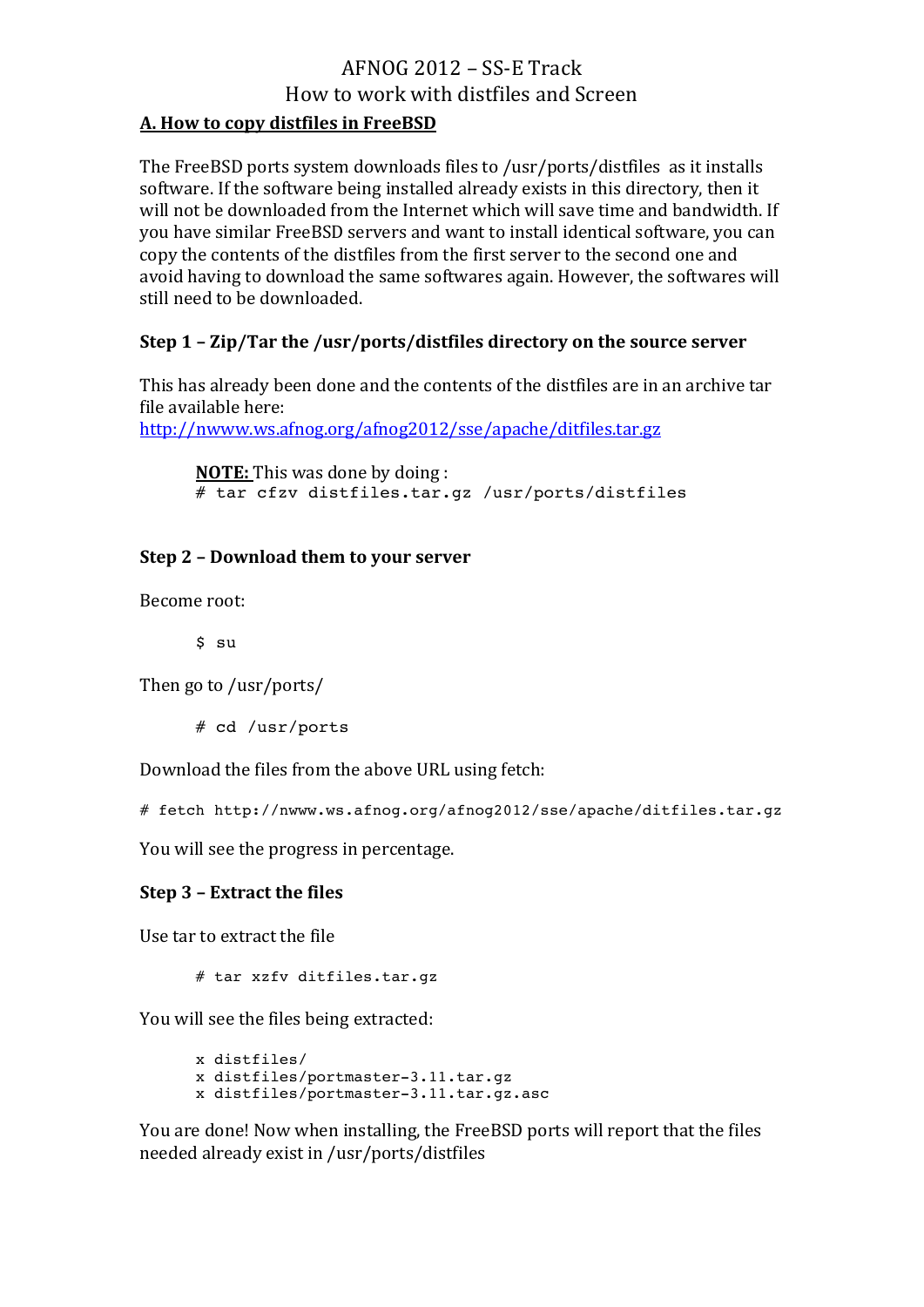# AFNOG 2012 – SS-E Track
# How to work with distfiles and Screen

## A. How to copy distfiles in FreeBSD

The FreeBSD ports system downloads files to /usr/ports/distfiles as it installs software. If the software being installed already exists in this directory, then it will not be downloaded from the Internet which will save time and bandwidth. If you have similar FreeBSD servers and want to install identical software, you can copy the contents of the distfiles from the first server to the second one and avoid having to download the same softwares again. However, the softwares will still need to be downloaded.

### Step 1 – Zip/Tar the /usr/ports/distfiles directory on the source server

This has already been done and the contents of the distfiles are in an archive tar file available here:
http://nwww.ws.afnog.org/afnog2012/sse/apache/ditfiles.tar.gz

**NOTE:** This was done by doing :

```
# tar cfzv distfiles.tar.gz /usr/ports/distfiles
```

### Step 2 – Download them to your server

Become root:

```
$ su
```

Then go to /usr/ports/

```
# cd /usr/ports
```

Download the files from the above URL using fetch:

```
# fetch http://nwww.ws.afnog.org/afnog2012/sse/apache/ditfiles.tar.gz
```

You will see the progress in percentage.

### Step 3 – Extract the files

Use tar to extract the file

```
# tar xzfv ditfiles.tar.gz
```

You will see the files being extracted:

```
x distfiles/
x distfiles/portmaster-3.11.tar.gz
x distfiles/portmaster-3.11.tar.gz.asc
```

You are done! Now when installing, the FreeBSD ports will report that the files needed already exist in /usr/ports/distfiles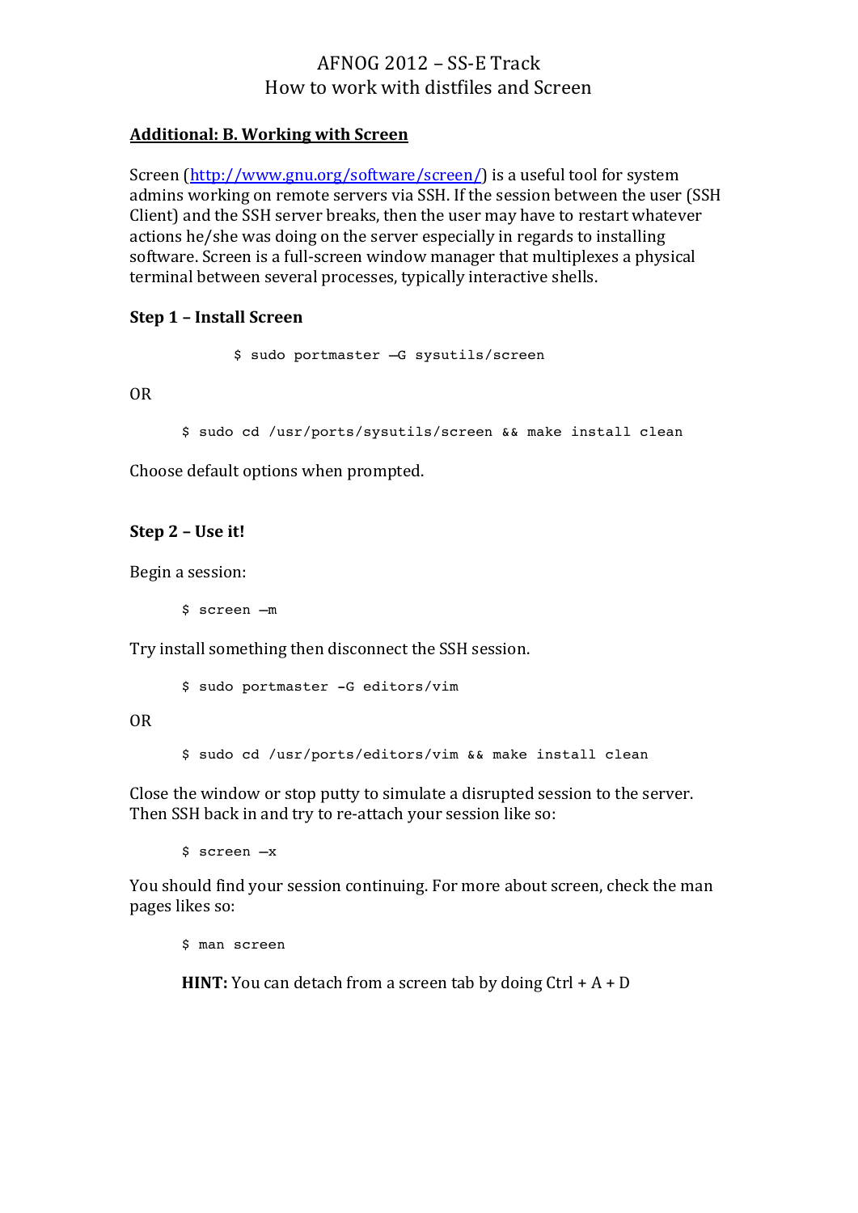# AFNOG 2012 – SS-E Track
## How to work with distfiles and Screen

**Additional: B. Working with Screen**

Screen (http://www.gnu.org/software/screen/) is a useful tool for system admins working on remote servers via SSH. If the session between the user (SSH Client) and the SSH server breaks, then the user may have to restart whatever actions he/she was doing on the server especially in regards to installing software. Screen is a full-screen window manager that multiplexes a physical terminal between several processes, typically interactive shells.

### Step 1 – Install Screen

```
$ sudo portmaster –G sysutils/screen
```

OR

```
$ sudo cd /usr/ports/sysutils/screen && make install clean
```

Choose default options when prompted.

### Step 2 – Use it!

Begin a session:

```
$ screen –m
```

Try install something then disconnect the SSH session.

```
$ sudo portmaster -G editors/vim
```

OR

```
$ sudo cd /usr/ports/editors/vim && make install clean
```

Close the window or stop putty to simulate a disrupted session to the server. Then SSH back in and try to re-attach your session like so:

```
$ screen –x
```

You should find your session continuing. For more about screen, check the man pages likes so:

```
$ man screen
```

**HINT:** You can detach from a screen tab by doing Ctrl + A + D